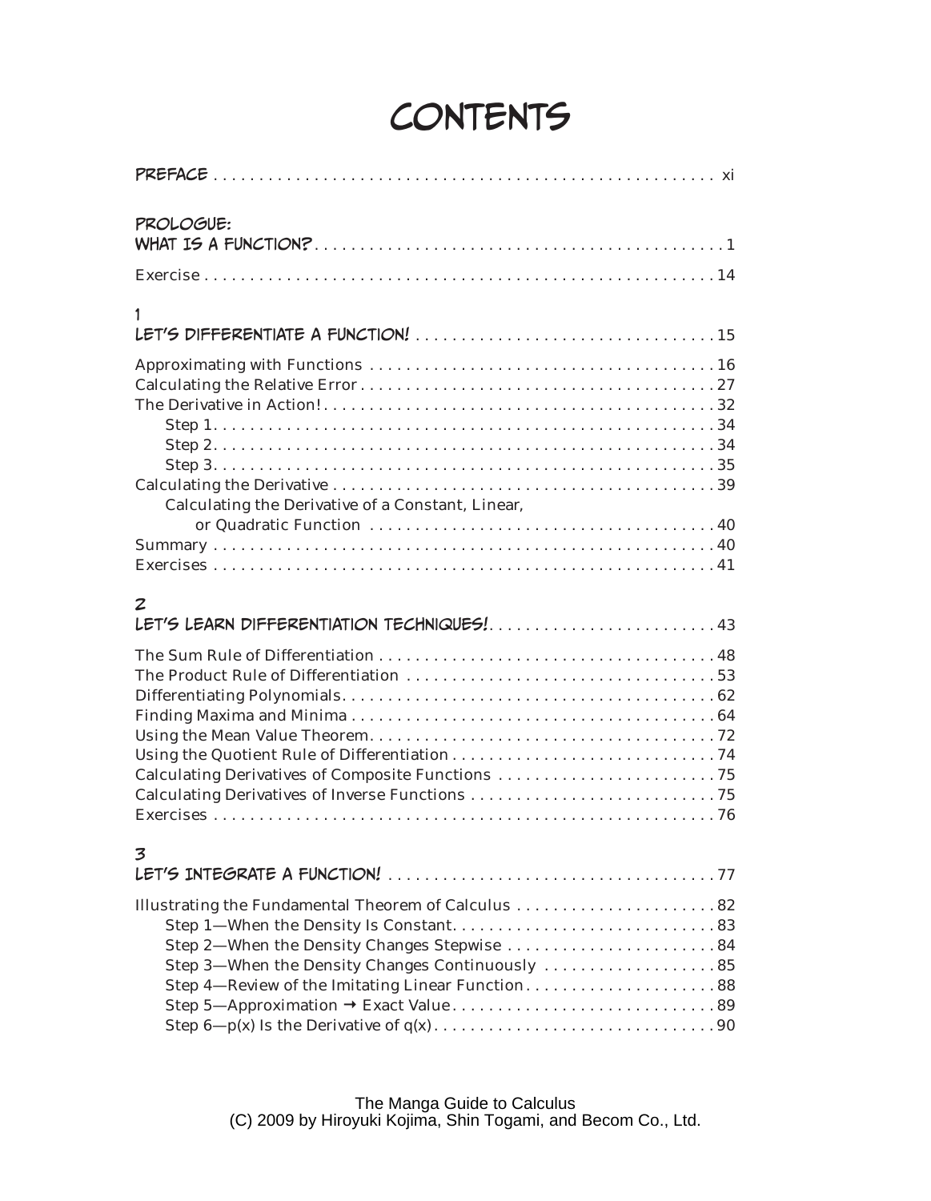# CONTENTS

**PREFACE** . . . xi

**PROLOGUE:**
**WHAT IS A FUNCTION?** . . . 1

Exercise . . . 14

**1**
**LET'S DIFFERENTIATE A FUNCTION!** . . . 15

Approximating with Functions . . . 16
Calculating the Relative Error . . . 27
The Derivative in Action! . . . 32
- Step 1 . . . 34
- Step 2 . . . 34
- Step 3 . . . 35

Calculating the Derivative . . . 39
- Calculating the Derivative of a Constant, Linear, or Quadratic Function . . . 40

Summary . . . 40
Exercises . . . 41

**2**
**LET'S LEARN DIFFERENTIATION TECHNIQUES!** . . . 43

The Sum Rule of Differentiation . . . 48
The Product Rule of Differentiation . . . 53
Differentiating Polynomials . . . 62
Finding Maxima and Minima . . . 64
Using the Mean Value Theorem . . . 72
Using the Quotient Rule of Differentiation . . . 74
Calculating Derivatives of Composite Functions . . . 75
Calculating Derivatives of Inverse Functions . . . 75
Exercises . . . 76

**3**
**LET'S INTEGRATE A FUNCTION!** . . . 77

Illustrating the Fundamental Theorem of Calculus . . . 82
- Step 1—When the Density Is Constant . . . 83
- Step 2—When the Density Changes Stepwise . . . 84
- Step 3—When the Density Changes Continuously . . . 85
- Step 4—Review of the Imitating Linear Function . . . 88
- Step 5—Approximation → Exact Value . . . 89
- Step 6—$p(x)$ Is the Derivative of $q(x)$ . . . 90

The Manga Guide to Calculus
(C) 2009 by Hiroyuki Kojima, Shin Togami, and Becom Co., Ltd.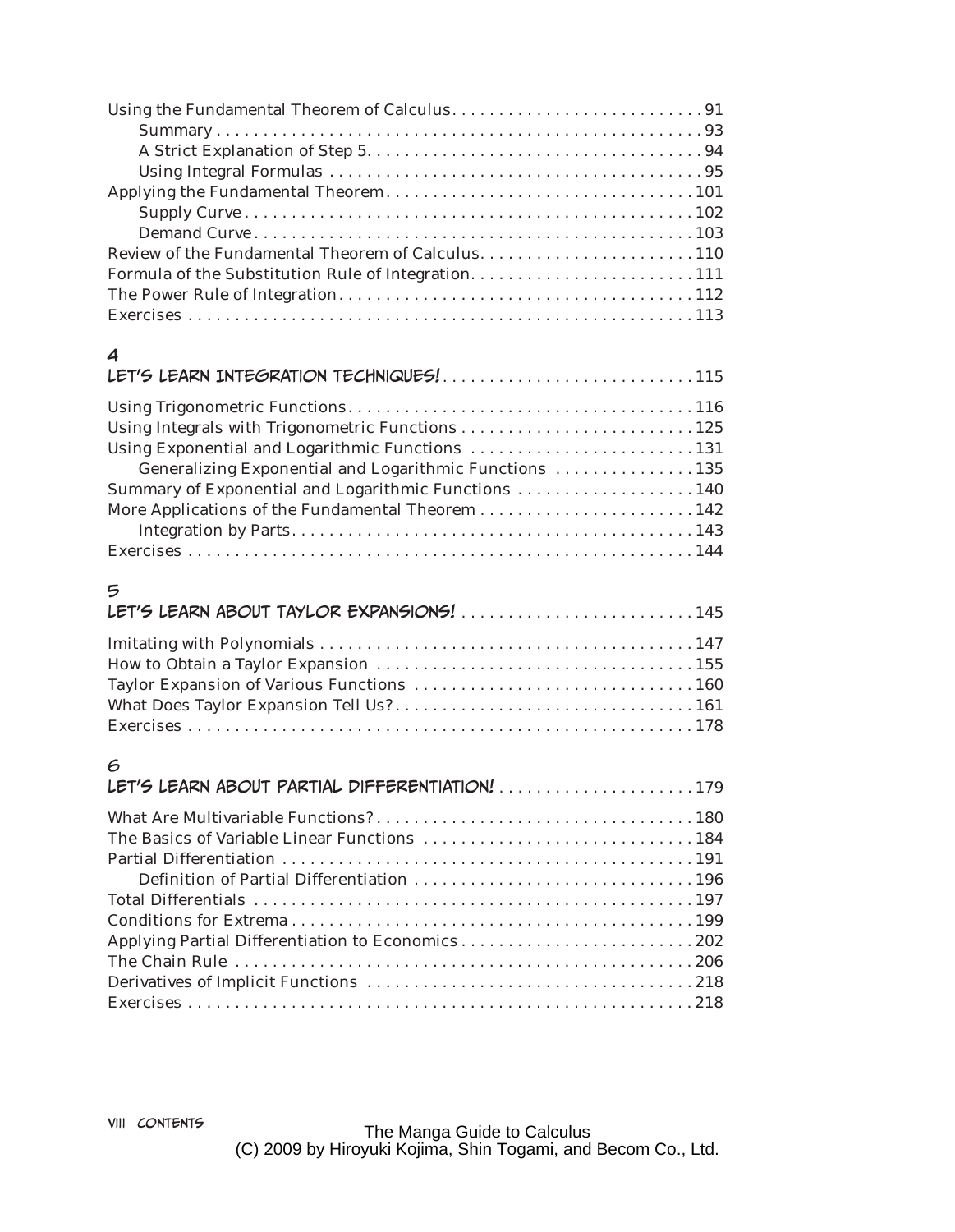Using the Fundamental Theorem of Calculus . . . . . . . . . . . . . . . . . . . . . . . . . . . 91
    Summary . . . . . . . . . . . . . . . . . . . . . . . . . . . . . . . . . . . . . . . . . . . . . . . . . . . . 93
    A Strict Explanation of Step 5 . . . . . . . . . . . . . . . . . . . . . . . . . . . . . . . . . . . . 94
    Using Integral Formulas . . . . . . . . . . . . . . . . . . . . . . . . . . . . . . . . . . . . . . . . 95
Applying the Fundamental Theorem . . . . . . . . . . . . . . . . . . . . . . . . . . . . . . . . . 101
    Supply Curve . . . . . . . . . . . . . . . . . . . . . . . . . . . . . . . . . . . . . . . . . . . . . . . 102
    Demand Curve . . . . . . . . . . . . . . . . . . . . . . . . . . . . . . . . . . . . . . . . . . . . . . 103
Review of the Fundamental Theorem of Calculus . . . . . . . . . . . . . . . . . . . . . . . 110
Formula of the Substitution Rule of Integration . . . . . . . . . . . . . . . . . . . . . . . . 111
The Power Rule of Integration . . . . . . . . . . . . . . . . . . . . . . . . . . . . . . . . . . . . . 112
Exercises . . . . . . . . . . . . . . . . . . . . . . . . . . . . . . . . . . . . . . . . . . . . . . . . . . . . . 113

## 4
## LET'S LEARN INTEGRATION TECHNIQUES! . . . . . . . . . . . . . . . . . . . . . . . . . . . 115

Using Trigonometric Functions . . . . . . . . . . . . . . . . . . . . . . . . . . . . . . . . . . . . . 116
Using Integrals with Trigonometric Functions . . . . . . . . . . . . . . . . . . . . . . . . . 125
Using Exponential and Logarithmic Functions . . . . . . . . . . . . . . . . . . . . . . . . 131
    Generalizing Exponential and Logarithmic Functions . . . . . . . . . . . . . . . 135
Summary of Exponential and Logarithmic Functions . . . . . . . . . . . . . . . . . . . 140
More Applications of the Fundamental Theorem . . . . . . . . . . . . . . . . . . . . . . . 142
    Integration by Parts . . . . . . . . . . . . . . . . . . . . . . . . . . . . . . . . . . . . . . . . . . . 143
Exercises . . . . . . . . . . . . . . . . . . . . . . . . . . . . . . . . . . . . . . . . . . . . . . . . . . . . . 144

## 5
## LET'S LEARN ABOUT TAYLOR EXPANSIONS! . . . . . . . . . . . . . . . . . . . . . . . . . 145

Imitating with Polynomials . . . . . . . . . . . . . . . . . . . . . . . . . . . . . . . . . . . . . . . . 147
How to Obtain a Taylor Expansion . . . . . . . . . . . . . . . . . . . . . . . . . . . . . . . . . . 155
Taylor Expansion of Various Functions . . . . . . . . . . . . . . . . . . . . . . . . . . . . . . 160
What Does Taylor Expansion Tell Us? . . . . . . . . . . . . . . . . . . . . . . . . . . . . . . . . 161
Exercises . . . . . . . . . . . . . . . . . . . . . . . . . . . . . . . . . . . . . . . . . . . . . . . . . . . . . 178

## 6
## LET'S LEARN ABOUT PARTIAL DIFFERENTIATION! . . . . . . . . . . . . . . . . . . . . . 179

What Are Multivariable Functions? . . . . . . . . . . . . . . . . . . . . . . . . . . . . . . . . . . 180
The Basics of Variable Linear Functions . . . . . . . . . . . . . . . . . . . . . . . . . . . . . 184
Partial Differentiation . . . . . . . . . . . . . . . . . . . . . . . . . . . . . . . . . . . . . . . . . . . . 191
    Definition of Partial Differentiation . . . . . . . . . . . . . . . . . . . . . . . . . . . . . . 196
Total Differentials . . . . . . . . . . . . . . . . . . . . . . . . . . . . . . . . . . . . . . . . . . . . . . . 197
Conditions for Extrema . . . . . . . . . . . . . . . . . . . . . . . . . . . . . . . . . . . . . . . . . . . 199
Applying Partial Differentiation to Economics . . . . . . . . . . . . . . . . . . . . . . . . . 202
The Chain Rule . . . . . . . . . . . . . . . . . . . . . . . . . . . . . . . . . . . . . . . . . . . . . . . . . 206
Derivatives of Implicit Functions . . . . . . . . . . . . . . . . . . . . . . . . . . . . . . . . . . . 218
Exercises . . . . . . . . . . . . . . . . . . . . . . . . . . . . . . . . . . . . . . . . . . . . . . . . . . . . . 218

The Manga Guide to Calculus
(C) 2009 by Hiroyuki Kojima, Shin Togami, and Becom Co., Ltd.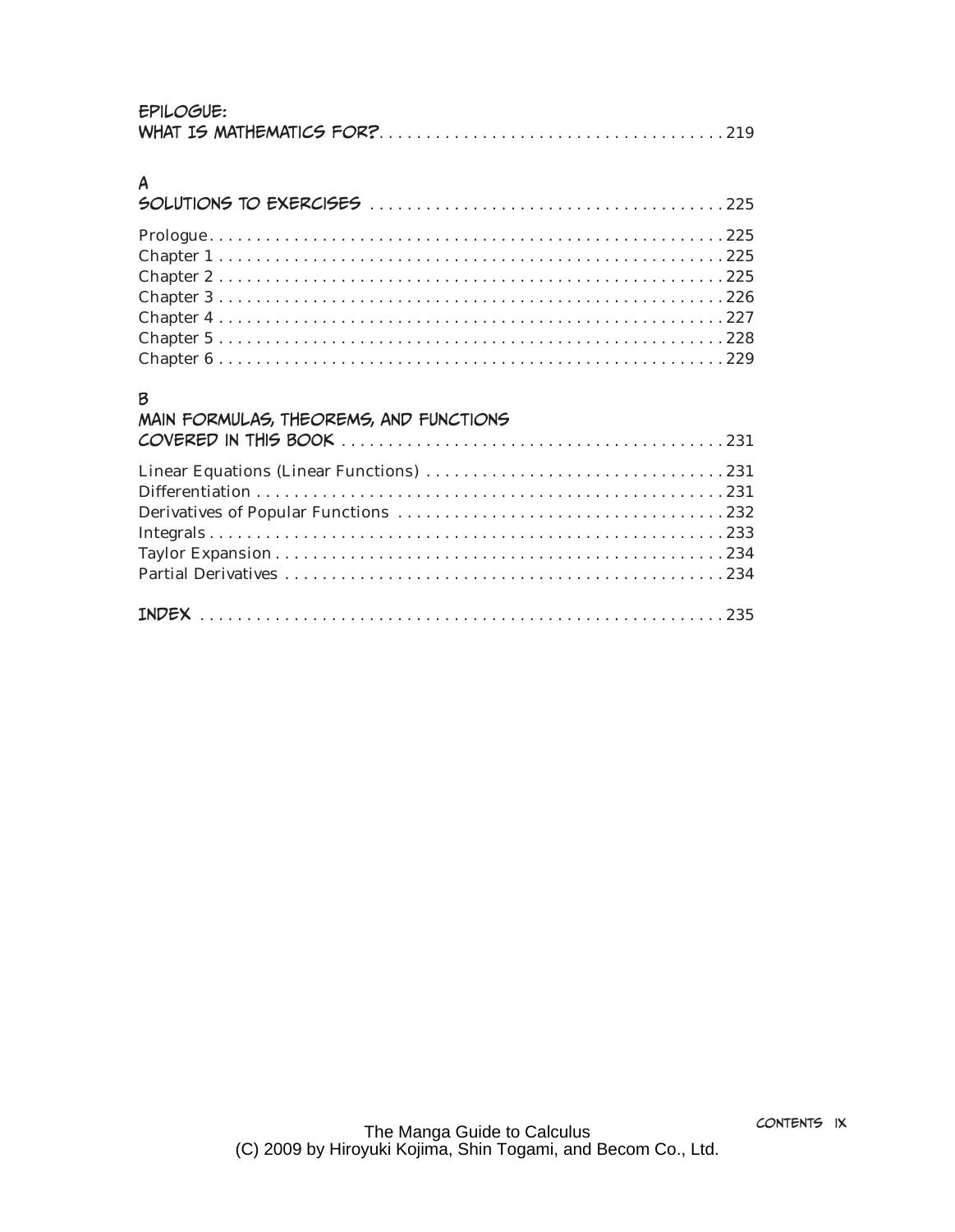**EPILOGUE:**
**WHAT IS MATHEMATICS FOR?** . . . . . . . . . . . . . . . . . . . . . . . . . . . . . . . . . . . . 219

**A**
**SOLUTIONS TO EXERCISES** . . . . . . . . . . . . . . . . . . . . . . . . . . . . . . . . . . . . 225

Prologue . . . . . . . . . . . . . . . . . . . . . . . . . . . . . . . . . . . . . . . . . . . . . . . . . . . . 225
Chapter 1 . . . . . . . . . . . . . . . . . . . . . . . . . . . . . . . . . . . . . . . . . . . . . . . . . . . 225
Chapter 2 . . . . . . . . . . . . . . . . . . . . . . . . . . . . . . . . . . . . . . . . . . . . . . . . . . . 225
Chapter 3 . . . . . . . . . . . . . . . . . . . . . . . . . . . . . . . . . . . . . . . . . . . . . . . . . . . 226
Chapter 4 . . . . . . . . . . . . . . . . . . . . . . . . . . . . . . . . . . . . . . . . . . . . . . . . . . . 227
Chapter 5 . . . . . . . . . . . . . . . . . . . . . . . . . . . . . . . . . . . . . . . . . . . . . . . . . . . 228
Chapter 6 . . . . . . . . . . . . . . . . . . . . . . . . . . . . . . . . . . . . . . . . . . . . . . . . . . . 229

**B**
**MAIN FORMULAS, THEOREMS, AND FUNCTIONS**
**COVERED IN THIS BOOK** . . . . . . . . . . . . . . . . . . . . . . . . . . . . . . . . . . . . . . . 231

Linear Equations (Linear Functions) . . . . . . . . . . . . . . . . . . . . . . . . . . . . . . . 231
Differentiation . . . . . . . . . . . . . . . . . . . . . . . . . . . . . . . . . . . . . . . . . . . . . . . . 231
Derivatives of Popular Functions . . . . . . . . . . . . . . . . . . . . . . . . . . . . . . . . . 232
Integrals . . . . . . . . . . . . . . . . . . . . . . . . . . . . . . . . . . . . . . . . . . . . . . . . . . . . 233
Taylor Expansion . . . . . . . . . . . . . . . . . . . . . . . . . . . . . . . . . . . . . . . . . . . . . . 234
Partial Derivatives . . . . . . . . . . . . . . . . . . . . . . . . . . . . . . . . . . . . . . . . . . . . . 234

**INDEX** . . . . . . . . . . . . . . . . . . . . . . . . . . . . . . . . . . . . . . . . . . . . . . . . . . . . . 235

The Manga Guide to Calculus
(C) 2009 by Hiroyuki Kojima, Shin Togami, and Becom Co., Ltd.